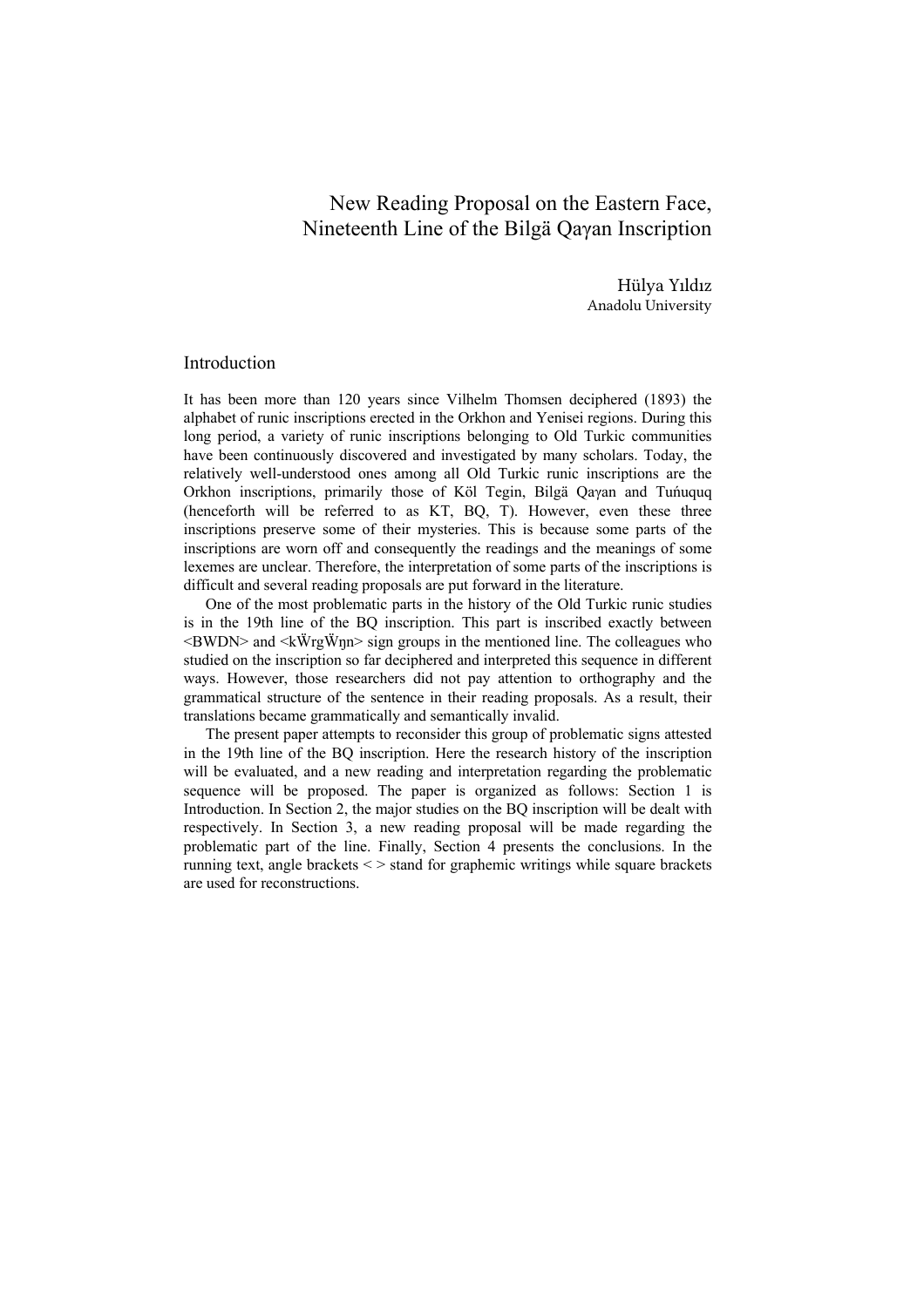# New Reading Proposal on the Eastern Face, Nineteenth Line of the Bilgä Qaɣan Inscription

Hülya Yıldız
Anadolu University

## Introduction

It has been more than 120 years since Vilhelm Thomsen deciphered (1893) the alphabet of runic inscriptions erected in the Orkhon and Yenisei regions. During this long period, a variety of runic inscriptions belonging to Old Turkic communities have been continuously discovered and investigated by many scholars. Today, the relatively well-understood ones among all Old Turkic runic inscriptions are the Orkhon inscriptions, primarily those of Köl Tegin, Bilgä Qaɣan and Tuńuquq (henceforth will be referred to as KT, BQ, T). However, even these three inscriptions preserve some of their mysteries. This is because some parts of the inscriptions are worn off and consequently the readings and the meanings of some lexemes are unclear. Therefore, the interpretation of some parts of the inscriptions is difficult and several reading proposals are put forward in the literature.

One of the most problematic parts in the history of the Old Turkic runic studies is in the 19th line of the BQ inscription. This part is inscribed exactly between <BWDN> and <kẄrgẄŋn> sign groups in the mentioned line. The colleagues who studied on the inscription so far deciphered and interpreted this sequence in different ways. However, those researchers did not pay attention to orthography and the grammatical structure of the sentence in their reading proposals. As a result, their translations became grammatically and semantically invalid.

The present paper attempts to reconsider this group of problematic signs attested in the 19th line of the BQ inscription. Here the research history of the inscription will be evaluated, and a new reading and interpretation regarding the problematic sequence will be proposed. The paper is organized as follows: Section 1 is Introduction. In Section 2, the major studies on the BQ inscription will be dealt with respectively. In Section 3, a new reading proposal will be made regarding the problematic part of the line. Finally, Section 4 presents the conclusions. In the running text, angle brackets < > stand for graphemic writings while square brackets are used for reconstructions.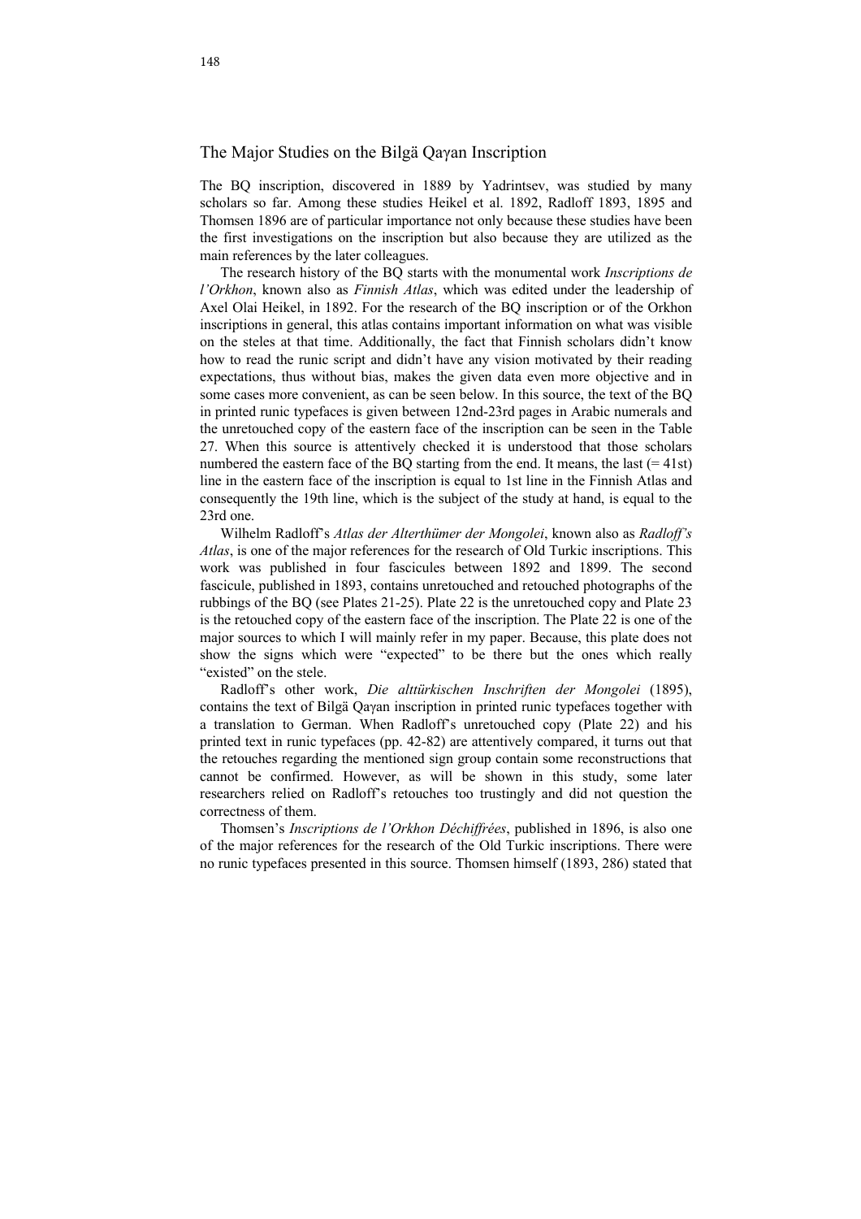## The Major Studies on the Bilgä Qaɣan Inscription

The BQ inscription, discovered in 1889 by Yadrintsev, was studied by many scholars so far. Among these studies Heikel et al. 1892, Radloff 1893, 1895 and Thomsen 1896 are of particular importance not only because these studies have been the first investigations on the inscription but also because they are utilized as the main references by the later colleagues.

The research history of the BQ starts with the monumental work *Inscriptions de l'Orkhon*, known also as *Finnish Atlas*, which was edited under the leadership of Axel Olai Heikel, in 1892. For the research of the BQ inscription or of the Orkhon inscriptions in general, this atlas contains important information on what was visible on the steles at that time. Additionally, the fact that Finnish scholars didn't know how to read the runic script and didn't have any vision motivated by their reading expectations, thus without bias, makes the given data even more objective and in some cases more convenient, as can be seen below. In this source, the text of the BQ in printed runic typefaces is given between 12nd-23rd pages in Arabic numerals and the unretouched copy of the eastern face of the inscription can be seen in the Table 27. When this source is attentively checked it is understood that those scholars numbered the eastern face of the BQ starting from the end. It means, the last (= 41st) line in the eastern face of the inscription is equal to 1st line in the Finnish Atlas and consequently the 19th line, which is the subject of the study at hand, is equal to the 23rd one.

Wilhelm Radloff's *Atlas der Alterthümer der Mongolei*, known also as *Radloff's Atlas*, is one of the major references for the research of Old Turkic inscriptions. This work was published in four fascicules between 1892 and 1899. The second fascicule, published in 1893, contains unretouched and retouched photographs of the rubbings of the BQ (see Plates 21-25). Plate 22 is the unretouched copy and Plate 23 is the retouched copy of the eastern face of the inscription. The Plate 22 is one of the major sources to which I will mainly refer in my paper. Because, this plate does not show the signs which were "expected" to be there but the ones which really "existed" on the stele.

Radloff's other work, *Die alttürkischen Inschriften der Mongolei* (1895), contains the text of Bilgä Qaɣan inscription in printed runic typefaces together with a translation to German. When Radloff's unretouched copy (Plate 22) and his printed text in runic typefaces (pp. 42-82) are attentively compared, it turns out that the retouches regarding the mentioned sign group contain some reconstructions that cannot be confirmed. However, as will be shown in this study, some later researchers relied on Radloff's retouches too trustingly and did not question the correctness of them.

Thomsen's *Inscriptions de l'Orkhon Déchiffrées*, published in 1896, is also one of the major references for the research of the Old Turkic inscriptions. There were no runic typefaces presented in this source. Thomsen himself (1893, 286) stated that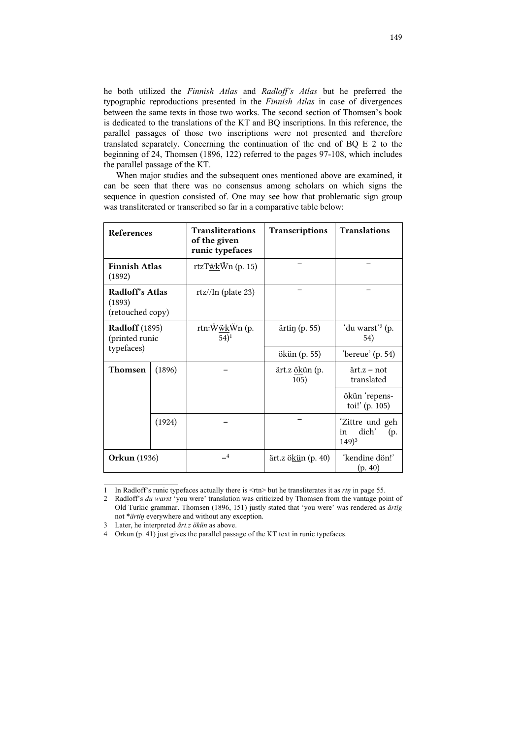he both utilized the *Finnish Atlas* and *Radloff's Atlas* but he preferred the typographic reproductions presented in the *Finnish Atlas* in case of divergences between the same texts in those two works. The second section of Thomsen's book is dedicated to the translations of the KT and BQ inscriptions. In this reference, the parallel passages of those two inscriptions were not presented and therefore translated separately. Concerning the continuation of the end of BQ E 2 to the beginning of 24, Thomsen (1896, 122) referred to the pages 97-108, which includes the parallel passage of the KT.

When major studies and the subsequent ones mentioned above are examined, it can be seen that there was no consensus among scholars on which signs the sequence in question consisted of. One may see how that problematic sign group was transliterated or transcribed so far in a comparative table below:

| References | | Transliterations of the given runic typefaces | Transcriptions | Translations |
|---|---|---|---|---|
| **Finnish Atlas** (1892) | | rtzTẅ̲k̲Ẅn (p. 15) | – | – |
| **Radloff's Atlas** (1893) (retouched copy) | | rtz//In (plate 23) | – | – |
| **Radloff** (1895) (printed runic typefaces) | | rtn:Ẅẅ̲k̲Ẅn (p. 54)[1] | ärtiŋ (p. 55) | 'du warst'[2] (p. 54) |
| | | | ökün (p. 55) | 'bereue' (p. 54) |
| **Thomsen** | (1896) | – | ärt.z ö̲k̲ün (p. 105) | ärt.z – not translated |
| | | | | ökün 'repens-toi!' (p. 105) |
| | (1924) | – | – | 'Zittre und geh in dich' (p. 149)[3] |
| **Orkun** (1936) | | –[4] | ärt.z ök̲ü̲n (p. 40) | 'kendine dön!' (p. 40) |

1 In Radloff's runic typefaces actually there is <rtn> but he transliterates it as *rtṇ* in page 55.

2 Radloff's *du warst* 'you were' translation was criticized by Thomsen from the vantage point of Old Turkic grammar. Thomsen (1896, 151) justly stated that 'you were' was rendered as *ärtig* not *\*ärtiŋ* everywhere and without any exception.

3 Later, he interpreted *ärt.z ökün* as above.

4 Orkun (p. 41) just gives the parallel passage of the KT text in runic typefaces.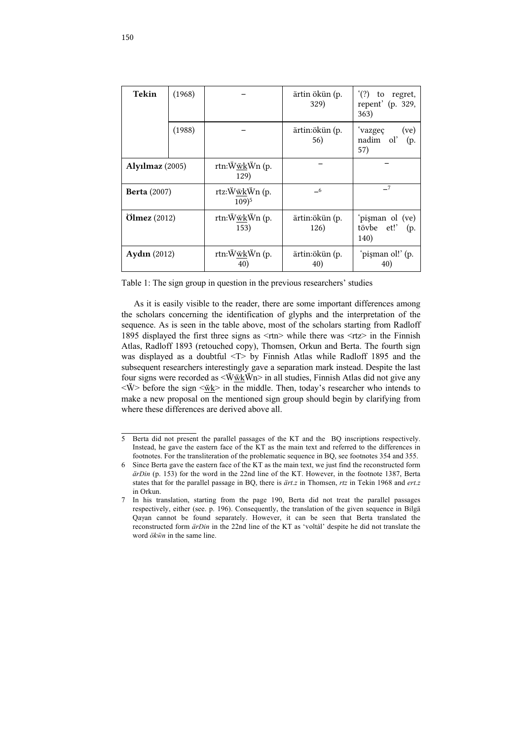| | | | | |
|---|---|---|---|---|
| **Tekin** | (1968) | – | ärtin ökün (p. 329) | '(?) to regret, repent' (p. 329, 363) |
| | (1988) | – | ärtin:ökün (p. 56) | 'vazgeç (ve) nadim ol' (p. 57) |
| **Alyılmaz** (2005) | | rtn:Ẅw̤kẄn (p. 129) | – | – |
| **Berta** (2007) | | rtz:Ẅw̤kẄn (p. 109)[5] | –[6] | –[7] |
| **Ölmez** (2012) | | rtn:Ẅw̤kẄn (p. 153) | ärtin:ökün (p. 126) | 'pişman ol (ve) tövbe et!' (p. 140) |
| **Aydın** (2012) | | rtn:Ẅw̤kẄn (p. 40) | ärtin:ökün (p. 40) | 'pişman ol!' (p. 40) |

Table 1: The sign group in question in the previous researchers' studies

As it is easily visible to the reader, there are some important differences among the scholars concerning the identification of glyphs and the interpretation of the sequence. As is seen in the table above, most of the scholars starting from Radloff 1895 displayed the first three signs as <rtn> while there was <rtz> in the Finnish Atlas, Radloff 1893 (retouched copy), Thomsen, Orkun and Berta. The fourth sign was displayed as a doubtful <T> by Finnish Atlas while Radloff 1895 and the subsequent researchers interestingly gave a separation mark instead. Despite the last four signs were recorded as <ẄẅkẄn> in all studies, Finnish Atlas did not give any <Ẅ> before the sign <ẅk> in the middle. Then, today's researcher who intends to make a new proposal on the mentioned sign group should begin by clarifying from where these differences are derived above all.

---

5 Berta did not present the parallel passages of the KT and the BQ inscriptions respectively. Instead, he gave the eastern face of the KT as the main text and referred to the differences in footnotes. For the transliteration of the problematic sequence in BQ, see footnotes 354 and 355.

6 Since Berta gave the eastern face of the KT as the main text, we just find the reconstructed form *ärDin* (p. 153) for the word in the 22nd line of the KT. However, in the footnote 1387, Berta states that for the parallel passage in BQ, there is *ärt.z* in Thomsen, *rtz* in Tekin 1968 and *ert.z* in Orkun.

7 In his translation, starting from the page 190, Berta did not treat the parallel passages respectively, either (see. p. 196). Consequently, the translation of the given sequence in Bilgä Qaγan cannot be found separately. However, it can be seen that Berta translated the reconstructed form *ärDin* in the 22nd line of the KT as 'voltál' despite he did not translate the word *ökẅn* in the same line.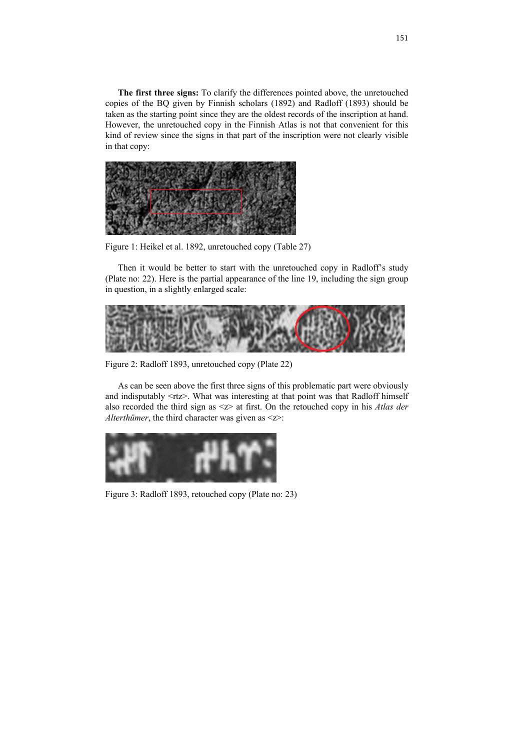**The first three signs:** To clarify the differences pointed above, the unretouched copies of the BQ given by Finnish scholars (1892) and Radloff (1893) should be taken as the starting point since they are the oldest records of the inscription at hand. However, the unretouched copy in the Finnish Atlas is not that convenient for this kind of review since the signs in that part of the inscription were not clearly visible in that copy:

Figure 1: Heikel et al. 1892, unretouched copy (Table 27)

Then it would be better to start with the unretouched copy in Radloff's study (Plate no: 22). Here is the partial appearance of the line 19, including the sign group in question, in a slightly enlarged scale:

Figure 2: Radloff 1893, unretouched copy (Plate 22)

As can be seen above the first three signs of this problematic part were obviously and indisputably <rtz>. What was interesting at that point was that Radloff himself also recorded the third sign as <z> at first. On the retouched copy in his *Atlas der Alterthümer*, the third character was given as <z>:

Figure 3: Radloff 1893, retouched copy (Plate no: 23)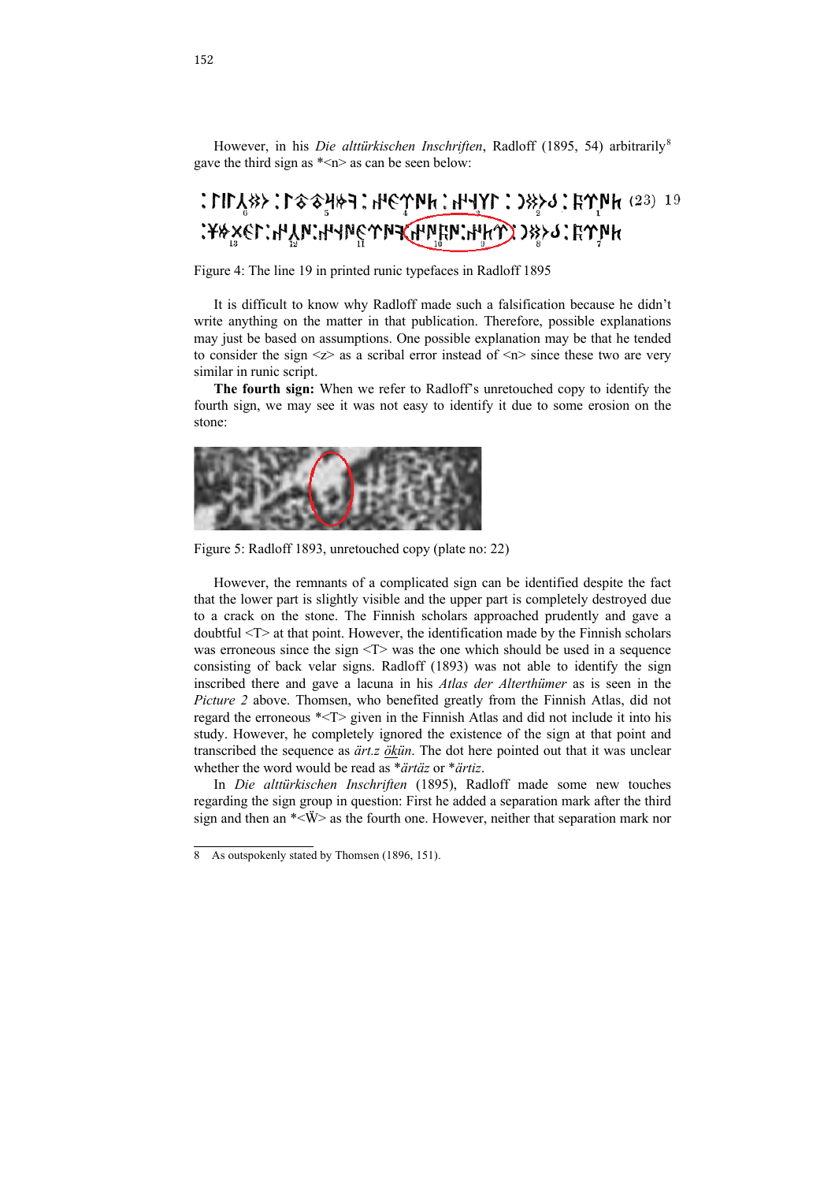However, in his *Die alttürkischen Inschriften*, Radloff (1895, 54) arbitrarily[8] gave the third sign as *<n> as can be seen below:

Figure 4: The line 19 in printed runic typefaces in Radloff 1895

It is difficult to know why Radloff made such a falsification because he didn't write anything on the matter in that publication. Therefore, possible explanations may just be based on assumptions. One possible explanation may be that he tended to consider the sign <z> as a scribal error instead of <n> since these two are very similar in runic script.

**The fourth sign:** When we refer to Radloff's unretouched copy to identify the fourth sign, we may see it was not easy to identify it due to some erosion on the stone:

Figure 5: Radloff 1893, unretouched copy (plate no: 22)

However, the remnants of a complicated sign can be identified despite the fact that the lower part is slightly visible and the upper part is completely destroyed due to a crack on the stone. The Finnish scholars approached prudently and gave a doubtful <T> at that point. However, the identification made by the Finnish scholars was erroneous since the sign <T> was the one which should be used in a sequence consisting of back velar signs. Radloff (1893) was not able to identify the sign inscribed there and gave a lacuna in his *Atlas der Alterthümer* as is seen in the *Picture 2* above. Thomsen, who benefited greatly from the Finnish Atlas, did not regard the erroneous *<T> given in the Finnish Atlas and did not include it into his study. However, he completely ignored the existence of the sign at that point and transcribed the sequence as *ärt.z* *ö̲kün*. The dot here pointed out that it was unclear whether the word would be read as *ärtäz* or *ärtiz*.

In *Die alttürkischen Inschriften* (1895), Radloff made some new touches regarding the sign group in question: First he added a separation mark after the third sign and then an *<Ẅ> as the fourth one. However, neither that separation mark nor

8 As outspokenly stated by Thomsen (1896, 151).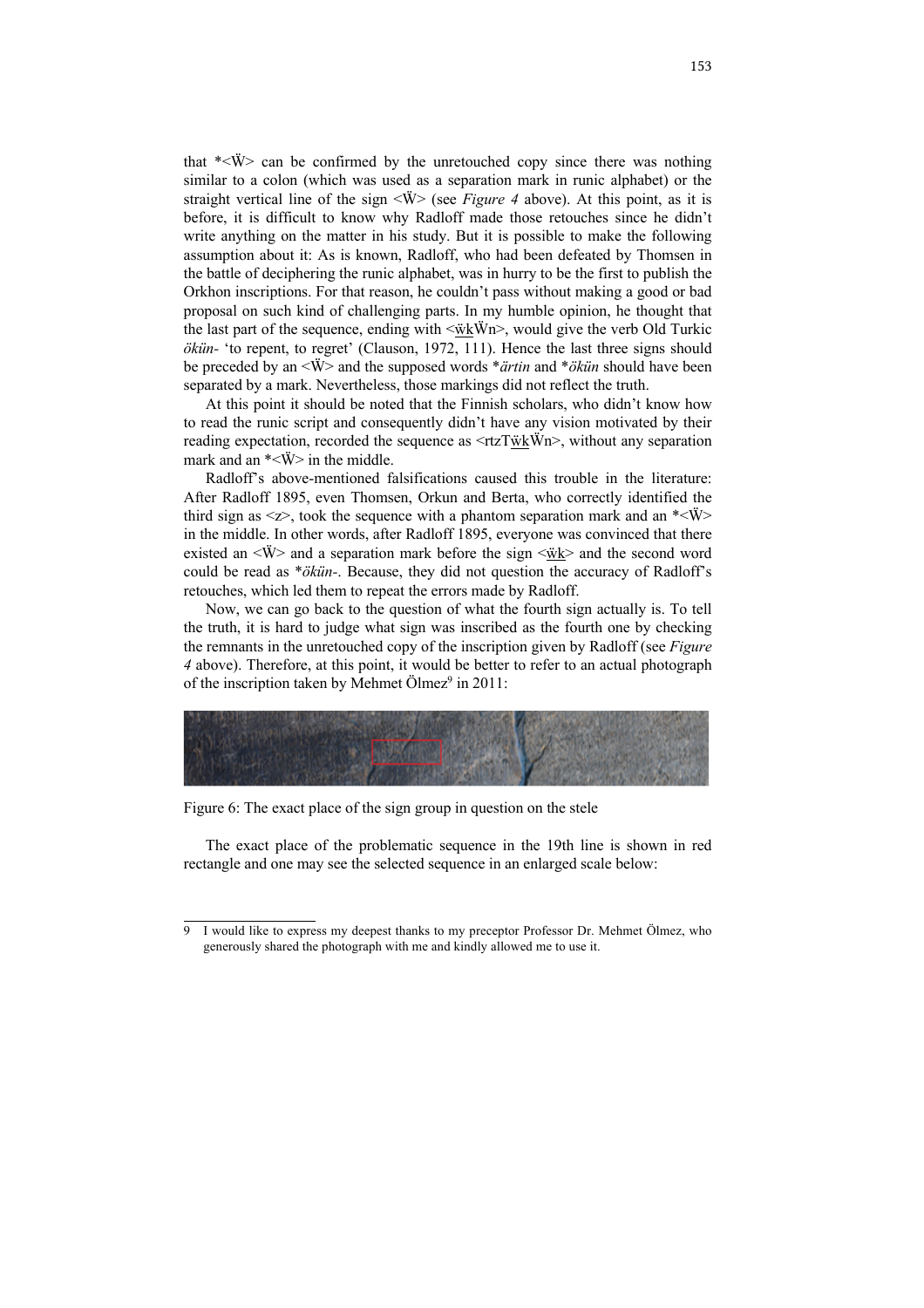that *<Ẅ> can be confirmed by the unretouched copy since there was nothing similar to a colon (which was used as a separation mark in runic alphabet) or the straight vertical line of the sign <Ẅ> (see *Figure 4* above). At this point, as it is before, it is difficult to know why Radloff made those retouches since he didn't write anything on the matter in his study. But it is possible to make the following assumption about it: As is known, Radloff, who had been defeated by Thomsen in the battle of deciphering the runic alphabet, was in hurry to be the first to publish the Orkhon inscriptions. For that reason, he couldn't pass without making a good or bad proposal on such kind of challenging parts. In my humble opinion, he thought that the last part of the sequence, ending with <ẅkẄn>, would give the verb Old Turkic *ökün-* 'to repent, to regret' (Clauson, 1972, 111). Hence the last three signs should be preceded by an <Ẅ> and the supposed words **ärtin* and **ökün* should have been separated by a mark. Nevertheless, those markings did not reflect the truth.

At this point it should be noted that the Finnish scholars, who didn't know how to read the runic script and consequently didn't have any vision motivated by their reading expectation, recorded the sequence as <rtzTẅkẄn>, without any separation mark and an *<Ẅ> in the middle.

Radloff's above-mentioned falsifications caused this trouble in the literature: After Radloff 1895, even Thomsen, Orkun and Berta, who correctly identified the third sign as <z>, took the sequence with a phantom separation mark and an *<Ẅ> in the middle. In other words, after Radloff 1895, everyone was convinced that there existed an <Ẅ> and a separation mark before the sign <ẅk> and the second word could be read as **ökün-*. Because, they did not question the accuracy of Radloff's retouches, which led them to repeat the errors made by Radloff.

Now, we can go back to the question of what the fourth sign actually is. To tell the truth, it is hard to judge what sign was inscribed as the fourth one by checking the remnants in the unretouched copy of the inscription given by Radloff (see *Figure 4* above). Therefore, at this point, it would be better to refer to an actual photograph of the inscription taken by Mehmet Ölmez[9] in 2011:

Figure 6: The exact place of the sign group in question on the stele

The exact place of the problematic sequence in the 19th line is shown in red rectangle and one may see the selected sequence in an enlarged scale below:

---

9 I would like to express my deepest thanks to my preceptor Professor Dr. Mehmet Ölmez, who generously shared the photograph with me and kindly allowed me to use it.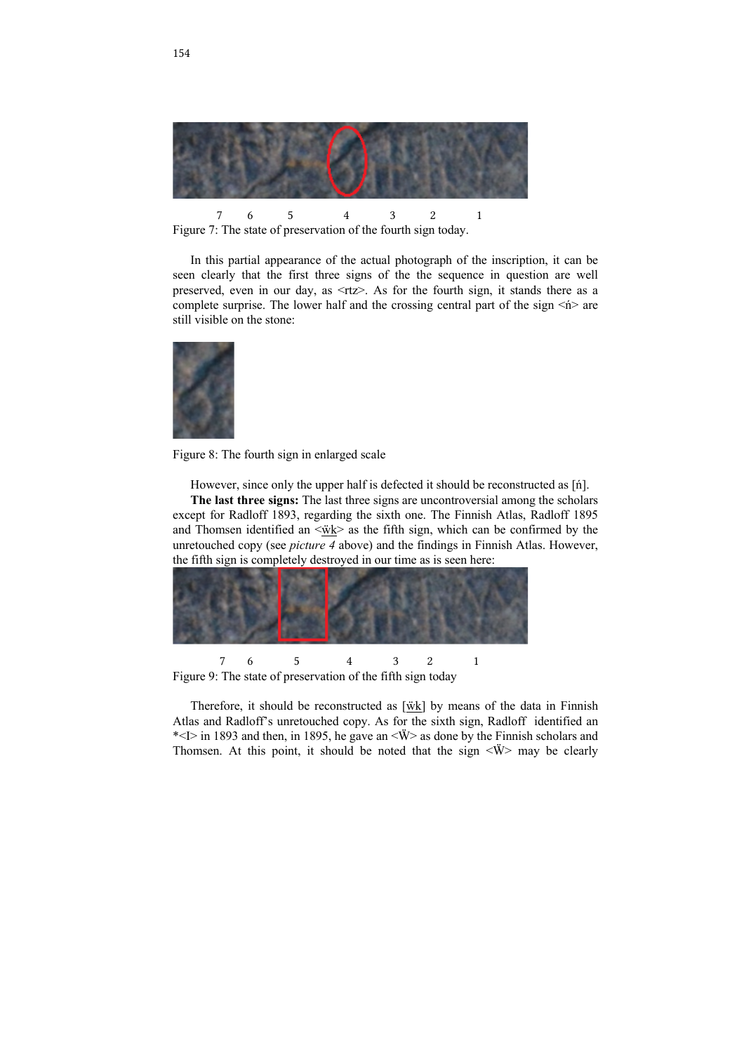7 6 5 4 3 2 1

Figure 7: The state of preservation of the fourth sign today.

In this partial appearance of the actual photograph of the inscription, it can be seen clearly that the first three signs of the the sequence in question are well preserved, even in our day, as <rtz>. As for the fourth sign, it stands there as a complete surprise. The lower half and the crossing central part of the sign <ń> are still visible on the stone:

Figure 8: The fourth sign in enlarged scale

However, since only the upper half is defected it should be reconstructed as [ń].

**The last three signs:** The last three signs are uncontroversial among the scholars except for Radloff 1893, regarding the sixth one. The Finnish Atlas, Radloff 1895 and Thomsen identified an <ẅk> as the fifth sign, which can be confirmed by the unretouched copy (see *picture 4* above) and the findings in Finnish Atlas. However, the fifth sign is completely destroyed in our time as is seen here:

7 6 5 4 3 2 1

Figure 9: The state of preservation of the fifth sign today

Therefore, it should be reconstructed as [ẅk] by means of the data in Finnish Atlas and Radloff's unretouched copy. As for the sixth sign, Radloff identified an *<I> in 1893 and then, in 1895, he gave an <Ẅ> as done by the Finnish scholars and Thomsen. At this point, it should be noted that the sign <Ẅ> may be clearly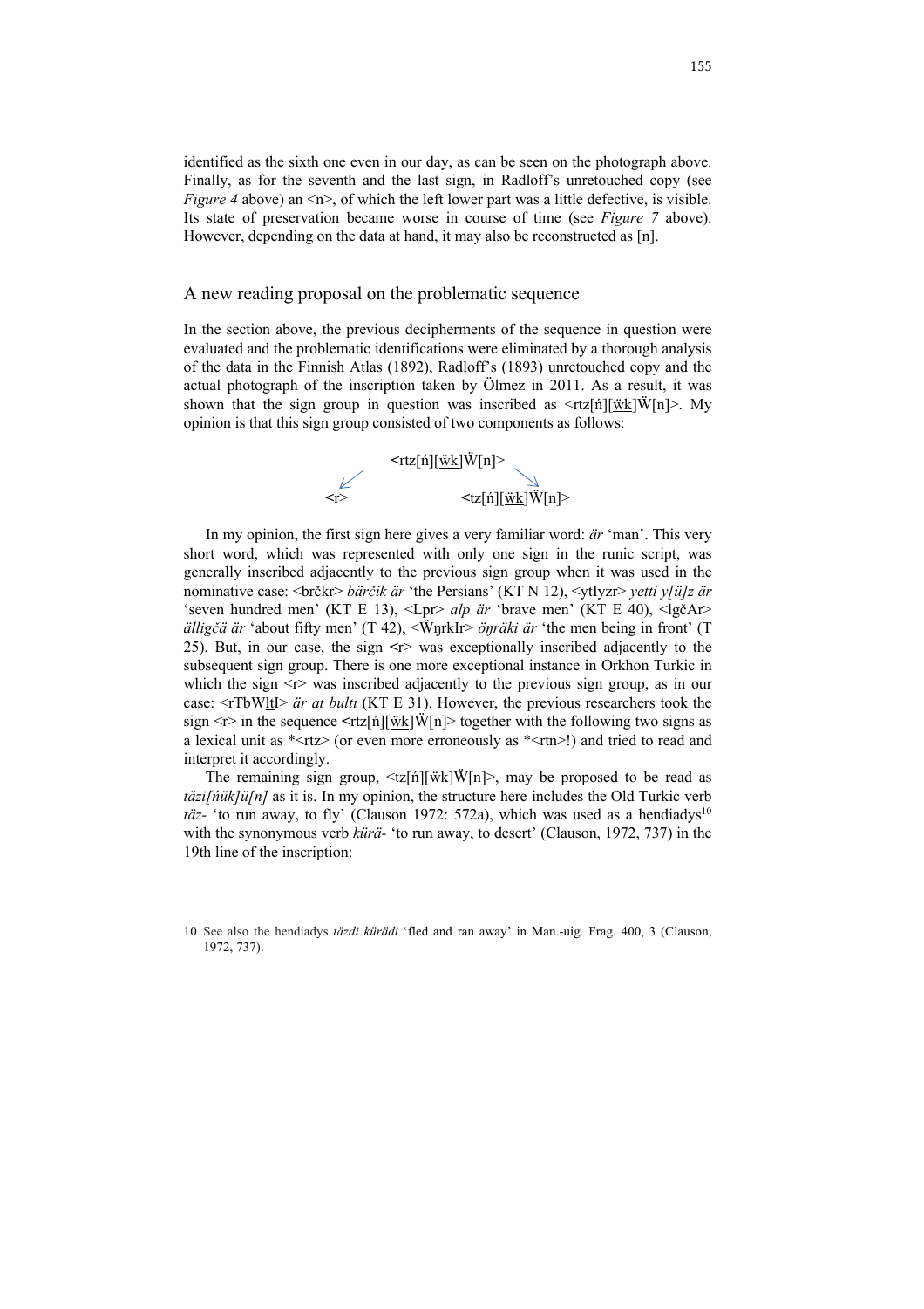identified as the sixth one even in our day, as can be seen on the photograph above. Finally, as for the seventh and the last sign, in Radloff's unretouched copy (see *Figure 4* above) an <n>, of which the left lower part was a little defective, is visible. Its state of preservation became worse in course of time (see *Figure 7* above). However, depending on the data at hand, it may also be reconstructed as [n].

## A new reading proposal on the problematic sequence

In the section above, the previous decipherments of the sequence in question were evaluated and the problematic identifications were eliminated by a thorough analysis of the data in the Finnish Atlas (1892), Radloff's (1893) unretouched copy and the actual photograph of the inscription taken by Ölmez in 2011. As a result, it was shown that the sign group in question was inscribed as <rtz[ń][w̤k]Ẅ[n]>. My opinion is that this sign group consisted of two components as follows:

<rtz[ń][w̤k]Ẅ[n]>

↙ ↘

<r> <tz[ń][w̤k]Ẅ[n]>

In my opinion, the first sign here gives a very familiar word: *är* 'man'. This very short word, which was represented with only one sign in the runic script, was generally inscribed adjacently to the previous sign group when it was used in the nominative case: <brčkr> *bärčik är* 'the Persians' (KT N 12), <ytIyzr> *yetti y[ü]z är* 'seven hundred men' (KT E 13), <Lpr> *alp är* 'brave men' (KT E 40), <lgčAr> *älligčä är* 'about fifty men' (T 42), <ẄŋrkIr> *öŋräki är* 'the men being in front' (T 25). But, in our case, the sign <r> was exceptionally inscribed adjacently to the subsequent sign group. There is one more exceptional instance in Orkhon Turkic in which the sign <r> was inscribed adjacently to the previous sign group, as in our case: <rTbWltI> *är at bultı* (KT E 31). However, the previous researchers took the sign <r> in the sequence <rtz[ń][w̤k]Ẅ[n]> together with the following two signs as a lexical unit as *<rtz> (or even more erroneously as *<rtn>!) and tried to read and interpret it accordingly.

The remaining sign group, <tz[ń][w̤k]Ẅ[n]>, may be proposed to be read as *täzi[ńük]ü[n]* as it is. In my opinion, the structure here includes the Old Turkic verb *täz-* 'to run away, to fly' (Clauson 1972: 572a), which was used as a hendiadys[10] with the synonymous verb *kürä-* 'to run away, to desert' (Clauson, 1972, 737) in the 19th line of the inscription:

---

[10] See also the hendiadys *täzdi kürädi* 'fled and ran away' in Man.-uig. Frag. 400, 3 (Clauson, 1972, 737).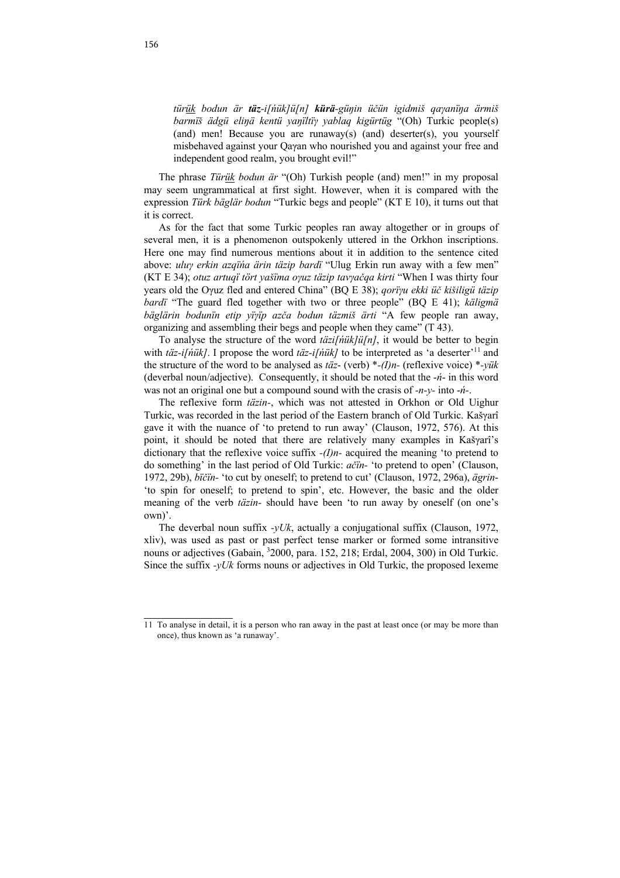*türük bodun är **täz**-i[ńük]ü[n] **kürä**-güŋin üčün igidmiš qaγanïŋa ärmiš barmïš ädgü eliŋä kentü yaŋïltïγ yablaq kigürtüg* "(Oh) Turkic people(s) (and) men! Because you are runaway(s) (and) deserter(s), you yourself misbehaved against your Qaγan who nourished you and against your free and independent good realm, you brought evil!"

The phrase *Türük bodun är* "(Oh) Turkish people (and) men!" in my proposal may seem ungrammatical at first sight. However, when it is compared with the expression *Türk bäglär bodun* "Turkic begs and people" (KT E 10), it turns out that it is correct.

As for the fact that some Turkic peoples ran away altogether or in groups of several men, it is a phenomenon outspokenly uttered in the Orkhon inscriptions. Here one may find numerous mentions about it in addition to the sentence cited above: *uluγ erkin azqïńa ärin täzip bardï* "Ulug Erkin run away with a few men" (KT E 34); *otuz artuqï tört yašïma oγuz täzip tavγačqa kirti* "When I was thirty four years old the Oγuz fled and entered China" (BQ E 38); *qorïγu ekki üč kišiligü täzip bardï* "The guard fled together with two or three people" (BQ E 41); *käligmä bäglärin bodunïn etip yïγïp azča bodun täzmiš ärti* "A few people ran away, organizing and assembling their begs and people when they came" (T 43).

To analyse the structure of the word *täzi[ńük]ü[n]*, it would be better to begin with *täz-i[ńük]*. I propose the word *täz-i[ńük]* to be interpreted as 'a deserter'[11] and the structure of the word to be analysed as *täz-* (verb) *\*-(I)n-* (reflexive voice) *\*-yük* (deverbal noun/adjective). Consequently, it should be noted that the *-ń-* in this word was not an original one but a compound sound with the crasis of *-n-y-* into *-ń-*.

The reflexive form *täzin-*, which was not attested in Orkhon or Old Uighur Turkic, was recorded in the last period of the Eastern branch of Old Turkic. Kašγarî gave it with the nuance of 'to pretend to run away' (Clauson, 1972, 576). At this point, it should be noted that there are relatively many examples in Kašγarî's dictionary that the reflexive voice suffix *-(I)n-* acquired the meaning 'to pretend to do something' in the last period of Old Turkic: *ačïn-* 'to pretend to open' (Clauson, 1972, 29b), *bïčïn-* 'to cut by oneself; to pretend to cut' (Clauson, 1972, 296a), *ägrin-* 'to spin for oneself; to pretend to spin', etc. However, the basic and the older meaning of the verb *täzin-* should have been 'to run away by oneself (on one's own)'.

The deverbal noun suffix *-yUk*, actually a conjugational suffix (Clauson, 1972, xliv), was used as past or past perfect tense marker or formed some intransitive nouns or adjectives (Gabain, [3]2000, para. 152, 218; Erdal, 2004, 300) in Old Turkic. Since the suffix *-yUk* forms nouns or adjectives in Old Turkic, the proposed lexeme

---

11 To analyse in detail, it is a person who ran away in the past at least once (or may be more than once), thus known as 'a runaway'.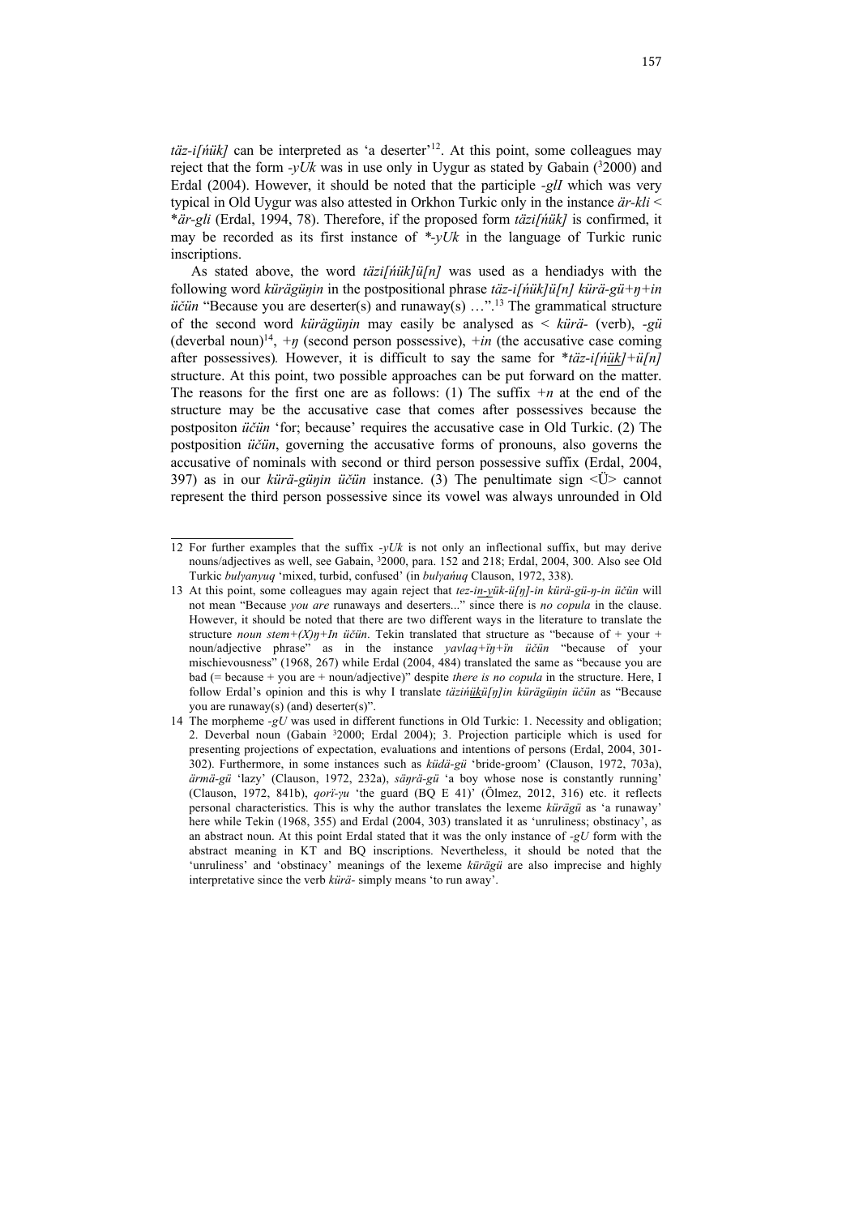*täz-i[ńük]* can be interpreted as 'a deserter'[12]. At this point, some colleagues may reject that the form *-yUk* was in use only in Uygur as stated by Gabain ([3]2000) and Erdal (2004). However, it should be noted that the participle *-glI* which was very typical in Old Uygur was also attested in Orkhon Turkic only in the instance *är-kli* < \**är-gli* (Erdal, 1994, 78). Therefore, if the proposed form *täzi[ńük]* is confirmed, it may be recorded as its first instance of *\*-yUk* in the language of Turkic runic inscriptions.

As stated above, the word *täzi[ńük]ü[n]* was used as a hendiadys with the following word *kürägüŋin* in the postpositional phrase *täz-i[ńük]ü[n] kürä-gü+ŋ+in üčün* "Because you are deserter(s) and runaway(s) …".[13] The grammatical structure of the second word *kürägüŋin* may easily be analysed as < *kürä-* (verb), *-gü* (deverbal noun)[14], *+ŋ* (second person possessive), *+in* (the accusative case coming after possessives)*.* However, it is difficult to say the same for \**täz-i[ńük]+ü[n]* structure. At this point, two possible approaches can be put forward on the matter. The reasons for the first one are as follows: (1) The suffix *+n* at the end of the structure may be the accusative case that comes after possessives because the postpositon *üčün* 'for; because' requires the accusative case in Old Turkic. (2) The postposition *üčün*, governing the accusative forms of pronouns, also governs the accusative of nominals with second or third person possessive suffix (Erdal, 2004, 397) as in our *kürä-güŋin üčün* instance. (3) The penultimate sign <Ü> cannot represent the third person possessive since its vowel was always unrounded in Old

---

12 For further examples that the suffix *-yUk* is not only an inflectional suffix, but may derive nouns/adjectives as well, see Gabain, [3]2000, para. 152 and 218; Erdal, 2004, 300. Also see Old Turkic *bulγanyuq* 'mixed, turbid, confused' (in *bulγańuq* Clauson, 1972, 338).

13 At this point, some colleagues may again reject that *tez-iŋ-yük-ü[ŋ]-in kürä-gü-ŋ-in üčün* will not mean "Because *you are* runaways and deserters..." since there is *no copula* in the clause. However, it should be noted that there are two different ways in the literature to translate the structure *noun stem+(X)ŋ+In üčün*. Tekin translated that structure as "because of + your + noun/adjective phrase" as in the instance *yavlaq+ïŋ+ïn üčün* "because of your mischievousness" (1968, 267) while Erdal (2004, 484) translated the same as "because you are bad (= because + you are + noun/adjective)" despite *there is no copula* in the structure. Here, I follow Erdal's opinion and this is why I translate *täzińükü[ŋ]in kürägüŋin üčün* as "Because you are runaway(s) (and) deserter(s)".

14 The morpheme *-gU* was used in different functions in Old Turkic: 1. Necessity and obligation; 2. Deverbal noun (Gabain [3]2000; Erdal 2004); 3. Projection participle which is used for presenting projections of expectation, evaluations and intentions of persons (Erdal, 2004, 301-302). Furthermore, in some instances such as *küdä-gü* 'bride-groom' (Clauson, 1972, 703a), *ärmä-gü* 'lazy' (Clauson, 1972, 232a), *säŋrä-gü* 'a boy whose nose is constantly running' (Clauson, 1972, 841b), *qorï-γu* 'the guard (BQ E 41)' (Ölmez, 2012, 316) etc. it reflects personal characteristics. This is why the author translates the lexeme *kürägü* as 'a runaway' here while Tekin (1968, 355) and Erdal (2004, 303) translated it as 'unruliness; obstinacy', as an abstract noun. At this point Erdal stated that it was the only instance of *-gU* form with the abstract meaning in KT and BQ inscriptions. Nevertheless, it should be noted that the 'unruliness' and 'obstinacy' meanings of the lexeme *kürägü* are also imprecise and highly interpretative since the verb *kürä-* simply means 'to run away'.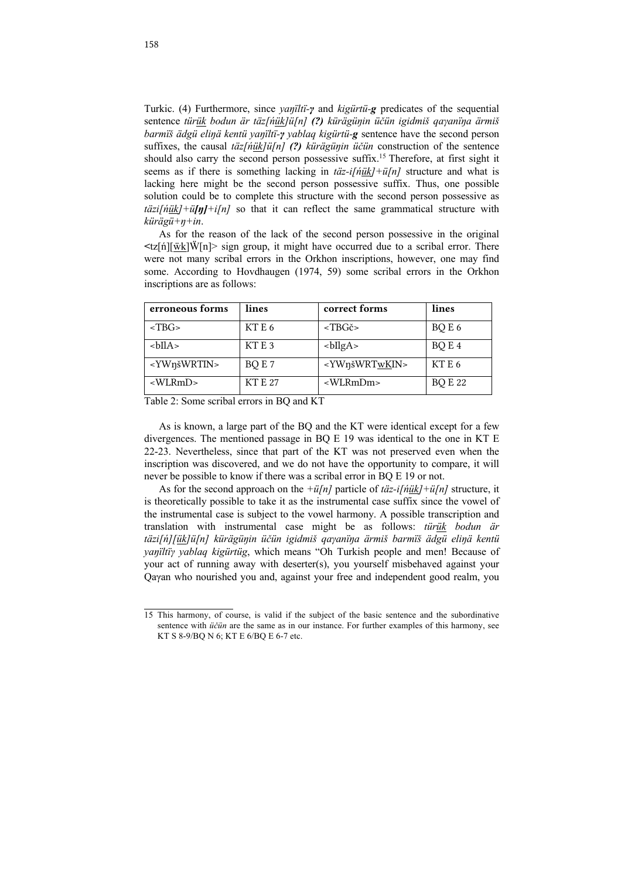Turkic. (4) Furthermore, since *yaŋïltï-γ* and *kigürtü-**g*** predicates of the sequential sentence *tür<u>ük</u> bodun är täz[ń<u>ük</u>]ü[n] **(?)** kürägüŋin üčün igidmiš qaγanïŋa ärmiš barmïš ädgü eliŋä kentü yaŋïltï-**γ** yablaq kigürtü-**g*** sentence have the second person suffixes, the causal *täz[ń<u>ük</u>]ü[n] **(?)** kürägüŋin üčün* construction of the sentence should also carry the second person possessive suffix.[15] Therefore, at first sight it seems as if there is something lacking in *täz-i[ń<u>ük</u>]+ü[n]* structure and what is lacking here might be the second person possessive suffix. Thus, one possible solution could be to complete this structure with the second person possessive as *täzi[ń<u>ük</u>]+ü**[ŋ]**+i[n]* so that it can reflect the same grammatical structure with *kürägü+ŋ+in*.

As for the reason of the lack of the second person possessive in the original <tz[ń][<u>ẅk</u>]Ẅ[n]> sign group, it might have occurred due to a scribal error. There were not many scribal errors in the Orkhon inscriptions, however, one may find some. According to Hovdhaugen (1974, 59) some scribal errors in the Orkhon inscriptions are as follows:

| **erroneous forms** | **lines** | **correct forms** | **lines** |
|---|---|---|---|
| <TBG> | KT E 6 | <TBGč> | BQ E 6 |
| <bIlA> | KT E 3 | <bIlgA> | BQ E 4 |
| <YWŋšWRTIN> | BQ E 7 | <YWŋšWRT<u>wK</u>IN> | KT E 6 |
| <WLRmD> | KT E 27 | <WLRmDm> | BQ E 22 |

Table 2: Some scribal errors in BQ and KT

As is known, a large part of the BQ and the KT were identical except for a few divergences. The mentioned passage in BQ E 19 was identical to the one in KT E 22-23. Nevertheless, since that part of the KT was not preserved even when the inscription was discovered, and we do not have the opportunity to compare, it will never be possible to know if there was a scribal error in BQ E 19 or not.

As for the second approach on the *+ü[n]* particle of *täz-i[ń<u>ük</u>]+ü[n]* structure, it is theoretically possible to take it as the instrumental case suffix since the vowel of the instrumental case is subject to the vowel harmony. A possible transcription and translation with instrumental case might be as follows: *tür<u>ük</u> bodun är täzi[ń][<u>ük</u>]ü[n] kürägüŋin üčün igidmiš qaγanïŋa ärmiš barmïš ädgü eliŋä kentü yaŋïltïγ yablaq kigürtüg*, which means "Oh Turkish people and men! Because of your act of running away with deserter(s), you yourself misbehaved against your Qaγan who nourished you and, against your free and independent good realm, you

---

15 This harmony, of course, is valid if the subject of the basic sentence and the subordinative sentence with *üčün* are the same as in our instance. For further examples of this harmony, see KT S 8-9/BQ N 6; KT E 6/BQ E 6-7 etc.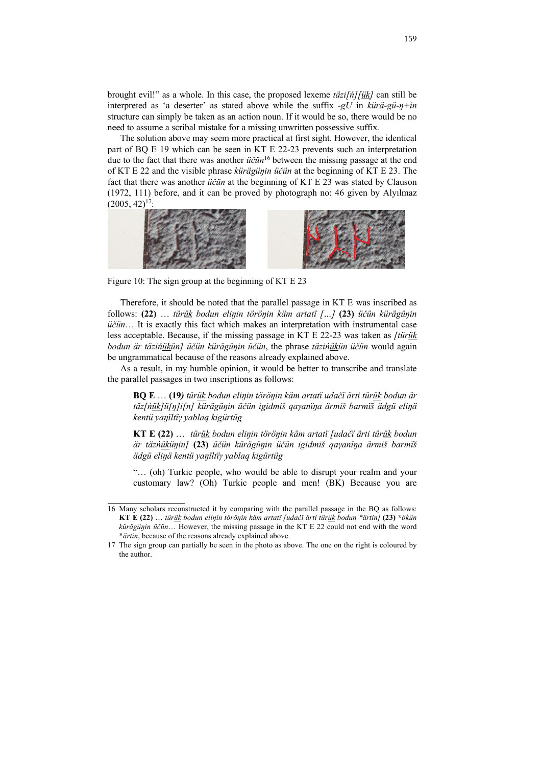brought evil!” as a whole. In this case, the proposed lexeme *täzi[ń][ük]* can still be interpreted as ‘a deserter’ as stated above while the suffix *-gU* in *kürä-gü-ŋ+in* structure can simply be taken as an action noun. If it would be so, there would be no need to assume a scribal mistake for a missing unwritten possessive suffix.

The solution above may seem more practical at first sight. However, the identical part of BQ E 19 which can be seen in KT E 22-23 prevents such an interpretation due to the fact that there was another *üčün*[16] between the missing passage at the end of KT E 22 and the visible phrase *kürägüŋin üčün* at the beginning of KT E 23. The fact that there was another *üčün* at the beginning of KT E 23 was stated by Clauson (1972, 111) before, and it can be proved by photograph no: 46 given by Alyılmaz (2005, 42)[17]:

Figure 10: The sign group at the beginning of KT E 23

Therefore, it should be noted that the parallel passage in KT E was inscribed as follows: **(22)** … *tür<u>ük</u> bodun eliŋin töröŋin käm artatï […]* **(23)** *üčün kürägüŋin üčün*… It is exactly this fact which makes an interpretation with instrumental case less acceptable. Because, if the missing passage in KT E 22-23 was taken as *[tür<u>ük</u> bodun är täziń<u>ük</u>ün] üčün kürägüŋin üčün*, the phrase *täziń<u>ük</u>ün üčün* would again be ungrammatical because of the reasons already explained above.

As a result, in my humble opinion, it would be better to transcribe and translate the parallel passages in two inscriptions as follows:

> **BQ E** … **(19***) tür<u>ük</u> bodun eliŋin töröŋin käm artatï udačï ärti tür<u>ük</u> bodun är täz[ń<u>ük</u>]ü[ŋ]i[n] kürägüŋin üčün igidmiš qaɣanïŋa ärmiš barmïš ädgü eliŋä kentü yaŋïltïɣ yablaq kigürtüg*
>
> **KT E (22)** … *tür<u>ük</u> bodun eliŋin töröŋin käm artatï [udačï ärti tür<u>ük</u> bodun är täzń<u>ük</u>üŋin]* **(23)** *üčün kürägüŋin üčün igidmiš qaɣanïŋa ärmiš barmïš ädgü eliŋä kentü yaŋïltïɣ yablaq kigürtüg*
>
> “… (oh) Turkic people, who would be able to disrupt your realm and your customary law? (Oh) Turkic people and men! (BK) Because you are

---

16 Many scholars reconstructed it by comparing with the parallel passage in the BQ as follows: **KT E (22)** … *tür<u>ük</u> bodun eliŋin töröŋin käm artatï [udačï ärti tür<u>ük</u> bodun \*ärtin]* **(23)** *\*ökün kürägüŋin üčün*… However, the missing passage in the KT E 22 could not end with the word *\*ärtin*, because of the reasons already explained above.

17 The sign group can partially be seen in the photo as above. The one on the right is coloured by the author.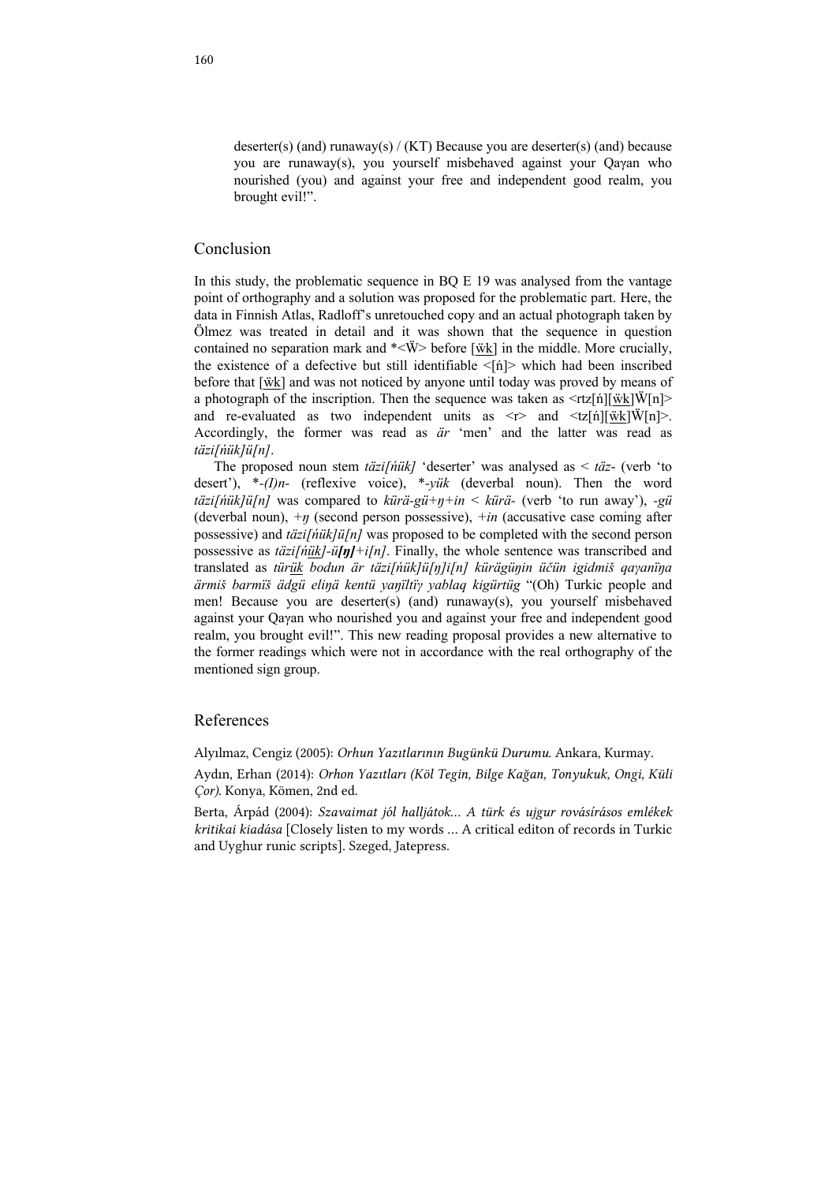deserter(s) (and) runaway(s) / (KT) Because you are deserter(s) (and) because you are runaway(s), you yourself misbehaved against your Qaγan who nourished (you) and against your free and independent good realm, you brought evil!".

## Conclusion

In this study, the problematic sequence in BQ E 19 was analysed from the vantage point of orthography and a solution was proposed for the problematic part. Here, the data in Finnish Atlas, Radloff's unretouched copy and an actual photograph taken by Ölmez was treated in detail and it was shown that the sequence in question contained no separation mark and *<Ẅ> before [ẅk] in the middle. More crucially, the existence of a defective but still identifiable <[ń]> which had been inscribed before that [ẅk] and was not noticed by anyone until today was proved by means of a photograph of the inscription. Then the sequence was taken as <rtz[ń][ẅk]Ẅ[n]> and re-evaluated as two independent units as <r> and <tz[ń][ẅk]Ẅ[n]>. Accordingly, the former was read as *är* 'men' and the latter was read as *täzi[ńük]ü[n]*.

The proposed noun stem *täzi[ńük]* 'deserter' was analysed as < *täz-* (verb 'to desert'), *-*(I)n-* (reflexive voice), *-*yük* (deverbal noun). Then the word *täzi[ńük]ü[n]* was compared to *kürä-gü+ŋ+in* < *kürä-* (verb 'to run away'), *-gü* (deverbal noun), *+ŋ* (second person possessive), *+in* (accusative case coming after possessive) and *täzi[ńük]ü[n]* was proposed to be completed with the second person possessive as *täzi[ńük]-ü**[ŋ]**+i[n]*. Finally, the whole sentence was transcribed and translated as *türük bodun är täzi[ńük]ü[ŋ]i[n] kürägüŋin üčün igidmiš qaγanïŋa ärmiš barmïš ädgü eliŋä kentü yaŋïltïγ yablaq kigürtüg* "(Oh) Turkic people and men! Because you are deserter(s) (and) runaway(s), you yourself misbehaved against your Qaγan who nourished you and against your free and independent good realm, you brought evil!". This new reading proposal provides a new alternative to the former readings which were not in accordance with the real orthography of the mentioned sign group.

## References

Alyılmaz, Cengiz (2005): *Orhun Yazıtlarının Bugünkü Durumu.* Ankara, Kurmay.

Aydın, Erhan (2014): *Orhon Yazıtları (Köl Tegin, Bilge Kağan, Tonyukuk, Ongi, Küli Çor).* Konya, Kömen, 2nd ed.

Berta, Árpád (2004): *Szavaimat jól halljátok… A türk és ujgur rovásírásos emlékek kritikai kiadása* [Closely listen to my words … A critical editon of records in Turkic and Uyghur runic scripts]. Szeged, Jatepress.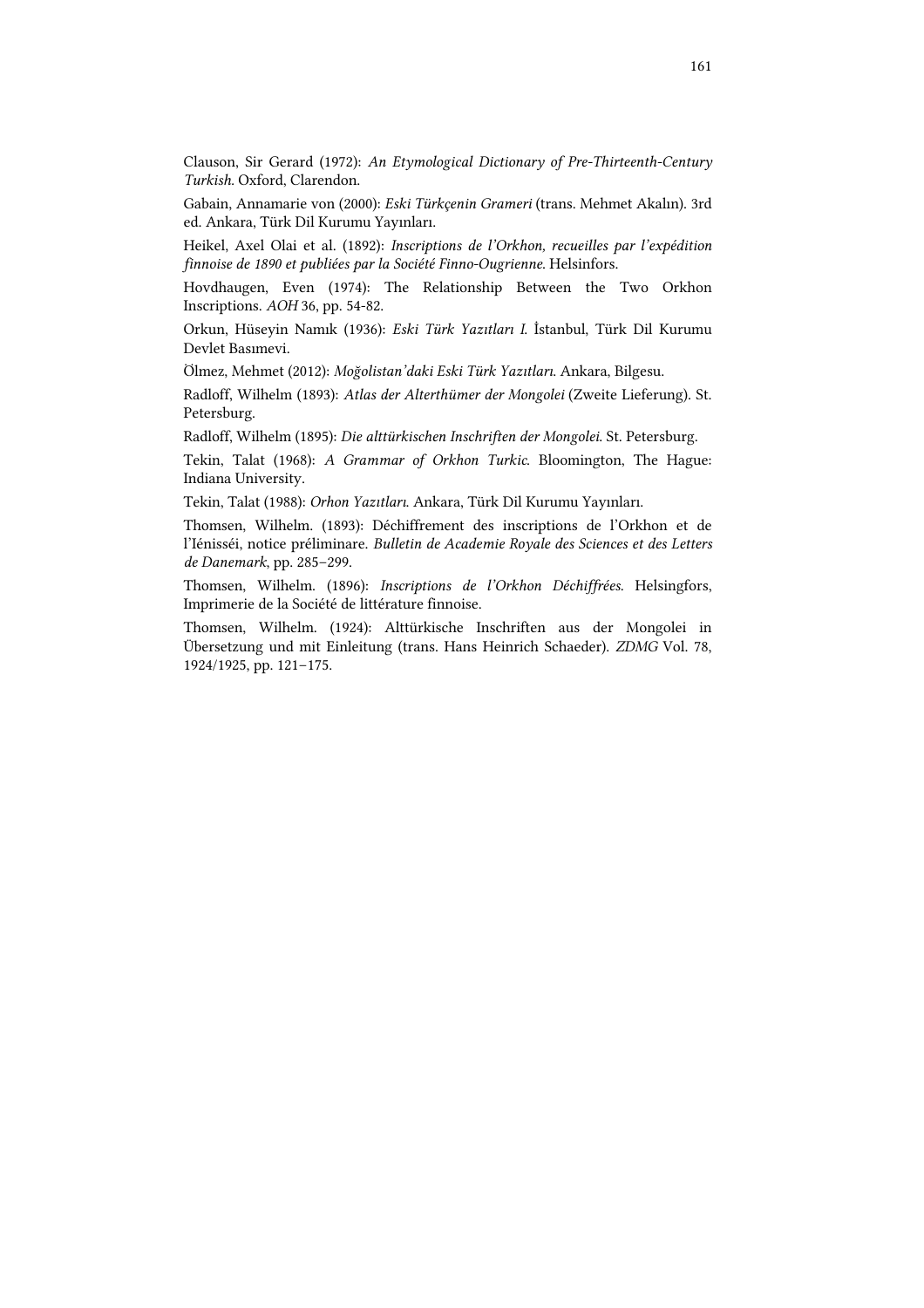Clauson, Sir Gerard (1972): *An Etymological Dictionary of Pre-Thirteenth-Century Turkish*. Oxford, Clarendon.

Gabain, Annamarie von (2000): *Eski Türkçenin Grameri* (trans. Mehmet Akalın). 3rd ed. Ankara, Türk Dil Kurumu Yayınları.

Heikel, Axel Olai et al. (1892): *Inscriptions de l'Orkhon, recueilles par l'expédition finnoise de 1890 et publiées par la Société Finno-Ougrienne*. Helsinfors.

Hovdhaugen, Even (1974): The Relationship Between the Two Orkhon Inscriptions. *AOH* 36, pp. 54-82.

Orkun, Hüseyin Namık (1936): *Eski Türk Yazıtları I*. İstanbul, Türk Dil Kurumu Devlet Basımevi.

Ölmez, Mehmet (2012): *Moğolistan'daki Eski Türk Yazıtları*. Ankara, Bilgesu.

Radloff, Wilhelm (1893): *Atlas der Alterthümer der Mongolei* (Zweite Lieferung). St. Petersburg.

Radloff, Wilhelm (1895): *Die alttürkischen Inschriften der Mongolei*. St. Petersburg.

Tekin, Talat (1968): *A Grammar of Orkhon Turkic*. Bloomington, The Hague: Indiana University.

Tekin, Talat (1988): *Orhon Yazıtları*. Ankara, Türk Dil Kurumu Yayınları.

Thomsen, Wilhelm. (1893): Déchiffrement des inscriptions de l'Orkhon et de l'Iénisséi, notice préliminare. *Bulletin de Academie Royale des Sciences et des Letters de Danemark*, pp. 285–299.

Thomsen, Wilhelm. (1896): *Inscriptions de l'Orkhon Déchiffrées*. Helsingfors, Imprimerie de la Société de littérature finnoise.

Thomsen, Wilhelm. (1924): Alttürkische Inschriften aus der Mongolei in Übersetzung und mit Einleitung (trans. Hans Heinrich Schaeder). *ZDMG* Vol. 78, 1924/1925, pp. 121–175.